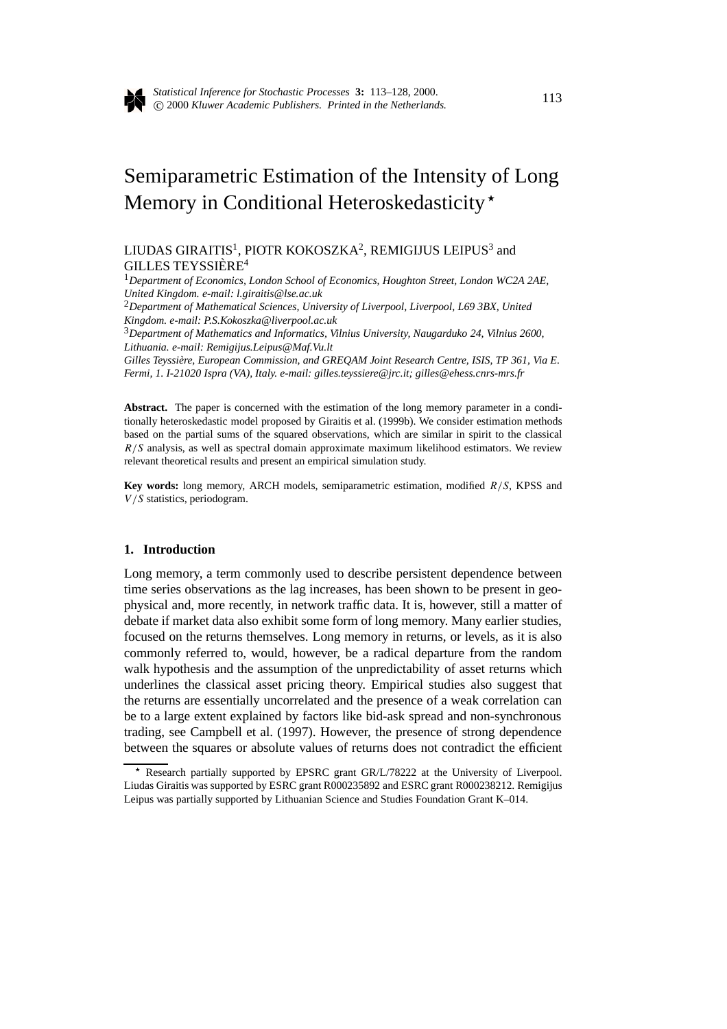# Semiparametric Estimation of the Intensity of Long Memory in Conditional Heteroskedasticity ⋆

LIUDAS GIRAITIS[1], PIOTR KOKOSZKA[2], REMIGIJUS LEIPUS[3] and GILLES TEYSSIÈRE[4]

[1]*Department of Economics, London School of Economics, Houghton Street, London WC2A 2AE, United Kingdom. e-mail: l.giraitis@lse.ac.uk*

[2]*Department of Mathematical Sciences, University of Liverpool, Liverpool, L69 3BX, United Kingdom. e-mail: P.S.Kokoszka@liverpool.ac.uk*

[3]*Department of Mathematics and Informatics, Vilnius University, Naugarduko 24, Vilnius 2600, Lithuania. e-mail: Remigijus.Leipus@Maf.Vu.lt*

*Gilles Teyssière, European Commission, and GREQAM Joint Research Centre, ISIS, TP 361, Via E. Fermi, 1. I-21020 Ispra (VA), Italy. e-mail: gilles.teyssiere@jrc.it; gilles@ehess.cnrs-mrs.fr*

**Abstract.** The paper is concerned with the estimation of the long memory parameter in a conditionally heteroskedastic model proposed by Giraitis et al. (1999b). We consider estimation methods based on the partial sums of the squared observations, which are similar in spirit to the classical $R/S$ analysis, as well as spectral domain approximate maximum likelihood estimators. We review relevant theoretical results and present an empirical simulation study.

**Key words:** long memory, ARCH models, semiparametric estimation, modified $R/S$, KPSS and $V/S$ statistics, periodogram.

## 1. Introduction

Long memory, a term commonly used to describe persistent dependence between time series observations as the lag increases, has been shown to be present in geophysical and, more recently, in network traffic data. It is, however, still a matter of debate if market data also exhibit some form of long memory. Many earlier studies, focused on the returns themselves. Long memory in returns, or levels, as it is also commonly referred to, would, however, be a radical departure from the random walk hypothesis and the assumption of the unpredictability of asset returns which underlines the classical asset pricing theory. Empirical studies also suggest that the returns are essentially uncorrelated and the presence of a weak correlation can be to a large extent explained by factors like bid-ask spread and non-synchronous trading, see Campbell et al. (1997). However, the presence of strong dependence between the squares or absolute values of returns does not contradict the efficient

⋆ Research partially supported by EPSRC grant GR/L/78222 at the University of Liverpool. Liudas Giraitis was supported by ESRC grant R000235892 and ESRC grant R000238212. Remigijus Leipus was partially supported by Lithuanian Science and Studies Foundation Grant K–014.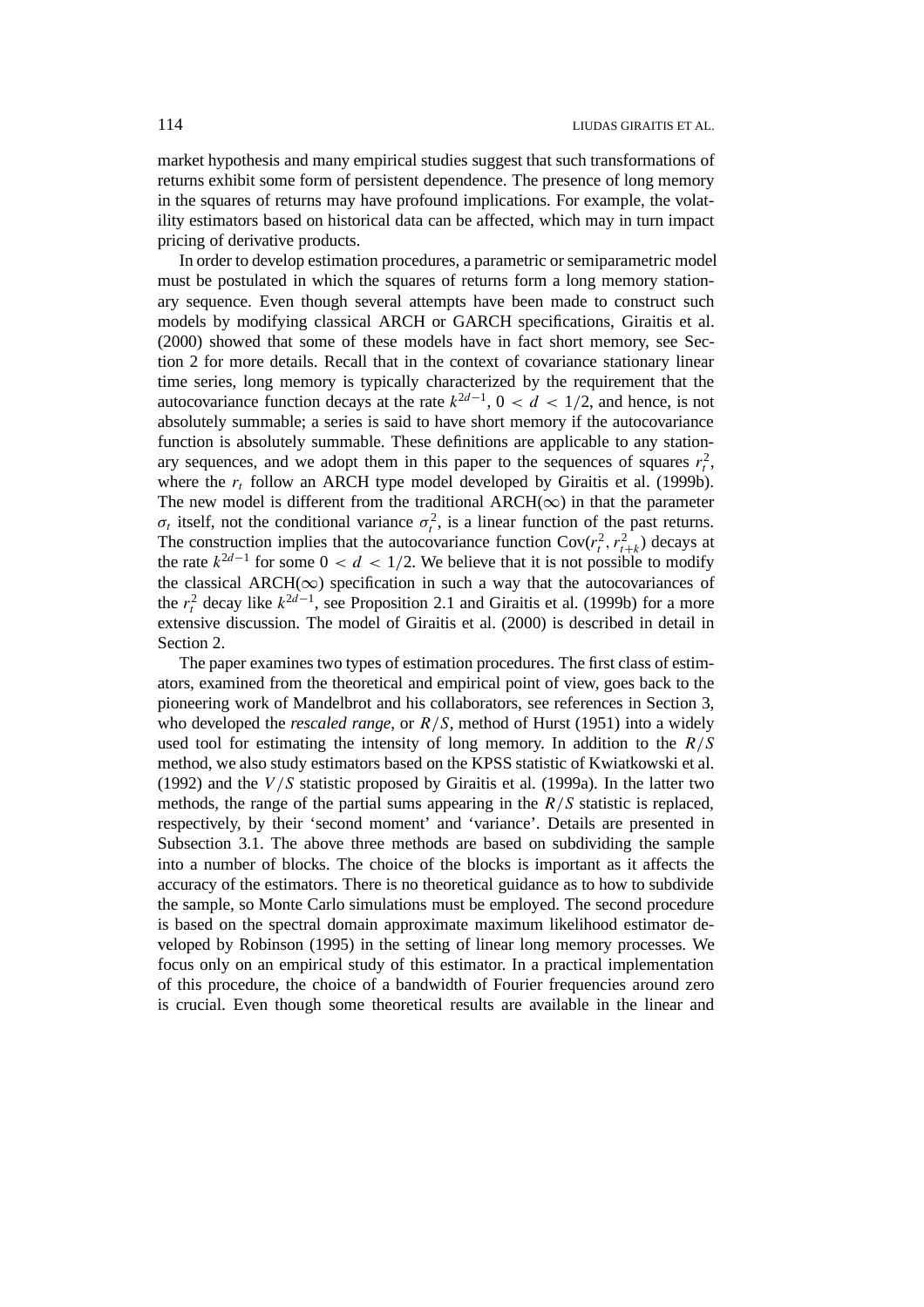market hypothesis and many empirical studies suggest that such transformations of returns exhibit some form of persistent dependence. The presence of long memory in the squares of returns may have profound implications. For example, the volatility estimators based on historical data can be affected, which may in turn impact pricing of derivative products.

In order to develop estimation procedures, a parametric or semiparametric model must be postulated in which the squares of returns form a long memory stationary sequence. Even though several attempts have been made to construct such models by modifying classical ARCH or GARCH specifications, Giraitis et al. (2000) showed that some of these models have in fact short memory, see Section 2 for more details. Recall that in the context of covariance stationary linear time series, long memory is typically characterized by the requirement that the autocovariance function decays at the rate $k^{2d-1}$, $0 < d < 1/2$, and hence, is not absolutely summable; a series is said to have short memory if the autocovariance function is absolutely summable. These definitions are applicable to any stationary sequences, and we adopt them in this paper to the sequences of squares $r_t^2$, where the $r_t$ follow an ARCH type model developed by Giraitis et al. (1999b). The new model is different from the traditional ARCH($\infty$) in that the parameter $\sigma_t$ itself, not the conditional variance $\sigma_t^2$, is a linear function of the past returns. The construction implies that the autocovariance function $\mathrm{Cov}(r_t^2, r_{t+k}^2)$ decays at the rate $k^{2d-1}$ for some $0 < d < 1/2$. We believe that it is not possible to modify the classical ARCH($\infty$) specification in such a way that the autocovariances of the $r_t^2$ decay like $k^{2d-1}$, see Proposition 2.1 and Giraitis et al. (1999b) for a more extensive discussion. The model of Giraitis et al. (2000) is described in detail in Section 2.

The paper examines two types of estimation procedures. The first class of estimators, examined from the theoretical and empirical point of view, goes back to the pioneering work of Mandelbrot and his collaborators, see references in Section 3, who developed the *rescaled range*, or $R/S$, method of Hurst (1951) into a widely used tool for estimating the intensity of long memory. In addition to the $R/S$ method, we also study estimators based on the KPSS statistic of Kwiatkowski et al. (1992) and the $V/S$ statistic proposed by Giraitis et al. (1999a). In the latter two methods, the range of the partial sums appearing in the $R/S$ statistic is replaced, respectively, by their 'second moment' and 'variance'. Details are presented in Subsection 3.1. The above three methods are based on subdividing the sample into a number of blocks. The choice of the blocks is important as it affects the accuracy of the estimators. There is no theoretical guidance as to how to subdivide the sample, so Monte Carlo simulations must be employed. The second procedure is based on the spectral domain approximate maximum likelihood estimator developed by Robinson (1995) in the setting of linear long memory processes. We focus only on an empirical study of this estimator. In a practical implementation of this procedure, the choice of a bandwidth of Fourier frequencies around zero is crucial. Even though some theoretical results are available in the linear and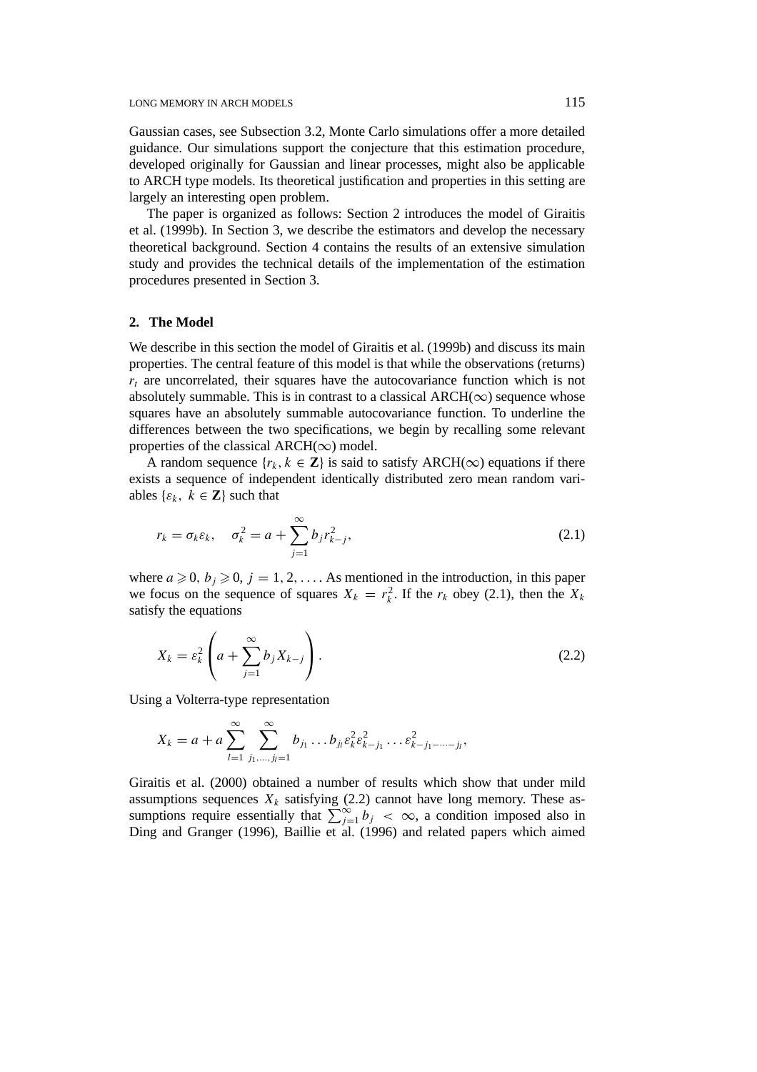Gaussian cases, see Subsection 3.2, Monte Carlo simulations offer a more detailed guidance. Our simulations support the conjecture that this estimation procedure, developed originally for Gaussian and linear processes, might also be applicable to ARCH type models. Its theoretical justification and properties in this setting are largely an interesting open problem.

The paper is organized as follows: Section 2 introduces the model of Giraitis et al. (1999b). In Section 3, we describe the estimators and develop the necessary theoretical background. Section 4 contains the results of an extensive simulation study and provides the technical details of the implementation of the estimation procedures presented in Section 3.

## 2. The Model

We describe in this section the model of Giraitis et al. (1999b) and discuss its main properties. The central feature of this model is that while the observations (returns) $r_t$ are uncorrelated, their squares have the autocovariance function which is not absolutely summable. This is in contrast to a classical ARCH($\infty$) sequence whose squares have an absolutely summable autocovariance function. To underline the differences between the two specifications, we begin by recalling some relevant properties of the classical ARCH($\infty$) model.

A random sequence $\{r_k, k \in \mathbf{Z}\}$ is said to satisfy ARCH($\infty$) equations if there exists a sequence of independent identically distributed zero mean random variables $\{\varepsilon_k,\ k \in \mathbf{Z}\}$ such that

$$r_k = \sigma_k \varepsilon_k, \quad \sigma_k^2 = a + \sum_{j=1}^{\infty} b_j r_{k-j}^2, \tag{2.1}$$

where $a \geqslant 0$, $b_j \geqslant 0$, $j = 1, 2, \ldots$. As mentioned in the introduction, in this paper we focus on the sequence of squares $X_k = r_k^2$. If the $r_k$ obey (2.1), then the $X_k$ satisfy the equations

$$X_k = \varepsilon_k^2 \left( a + \sum_{j=1}^{\infty} b_j X_{k-j} \right). \tag{2.2}$$

Using a Volterra-type representation

$$X_k = a + a \sum_{l=1}^{\infty} \sum_{j_1,\ldots,j_l=1}^{\infty} b_{j_1} \ldots b_{j_l} \varepsilon_k^2 \varepsilon_{k-j_1}^2 \ldots \varepsilon_{k-j_1-\cdots-j_l}^2,$$

Giraitis et al. (2000) obtained a number of results which show that under mild assumptions sequences $X_k$ satisfying (2.2) cannot have long memory. These assumptions require essentially that $\sum_{j=1}^{\infty} b_j < \infty$, a condition imposed also in Ding and Granger (1996), Baillie et al. (1996) and related papers which aimed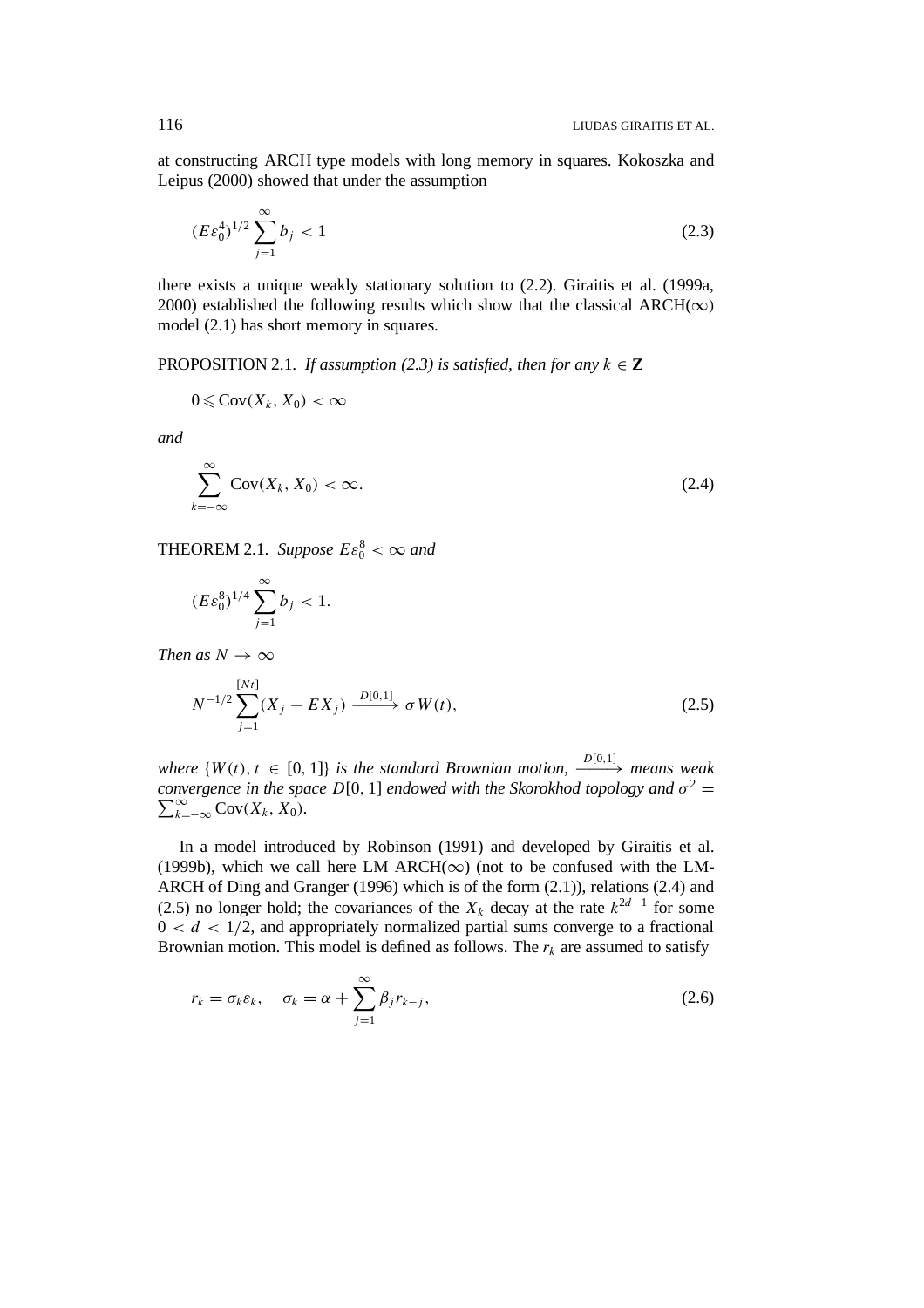at constructing ARCH type models with long memory in squares. Kokoszka and Leipus (2000) showed that under the assumption

$$(E\varepsilon_0^4)^{1/2} \sum_{j=1}^{\infty} b_j < 1 \tag{2.3}$$

there exists a unique weakly stationary solution to (2.2). Giraitis et al. (1999a, 2000) established the following results which show that the classical ARCH($\infty$) model (2.1) has short memory in squares.

PROPOSITION 2.1. *If assumption (2.3) is satisfied, then for any $k \in \mathbf{Z}$*

$$0 \leqslant \mathrm{Cov}(X_k, X_0) < \infty$$

*and*

$$\sum_{k=-\infty}^{\infty} \mathrm{Cov}(X_k, X_0) < \infty. \tag{2.4}$$

THEOREM 2.1. *Suppose $E\varepsilon_0^8 < \infty$ and*

$$(E\varepsilon_0^8)^{1/4} \sum_{j=1}^{\infty} b_j < 1.$$

*Then as $N \to \infty$*

$$N^{-1/2} \sum_{j=1}^{[Nt]} (X_j - EX_j) \xrightarrow{D[0,1]} \sigma W(t), \tag{2.5}$$

*where $\{W(t), t \in [0,1]\}$ is the standard Brownian motion, $\xrightarrow{D[0,1]}$ means weak convergence in the space $D[0,1]$ endowed with the Skorokhod topology and $\sigma^2 = \sum_{k=-\infty}^{\infty} \mathrm{Cov}(X_k, X_0)$.*

In a model introduced by Robinson (1991) and developed by Giraitis et al. (1999b), which we call here LM ARCH($\infty$) (not to be confused with the LM-ARCH of Ding and Granger (1996) which is of the form (2.1)), relations (2.4) and (2.5) no longer hold; the covariances of the $X_k$ decay at the rate $k^{2d-1}$ for some $0 < d < 1/2$, and appropriately normalized partial sums converge to a fractional Brownian motion. This model is defined as follows. The $r_k$ are assumed to satisfy

$$r_k = \sigma_k \varepsilon_k, \quad \sigma_k = \alpha + \sum_{j=1}^{\infty} \beta_j r_{k-j}, \tag{2.6}$$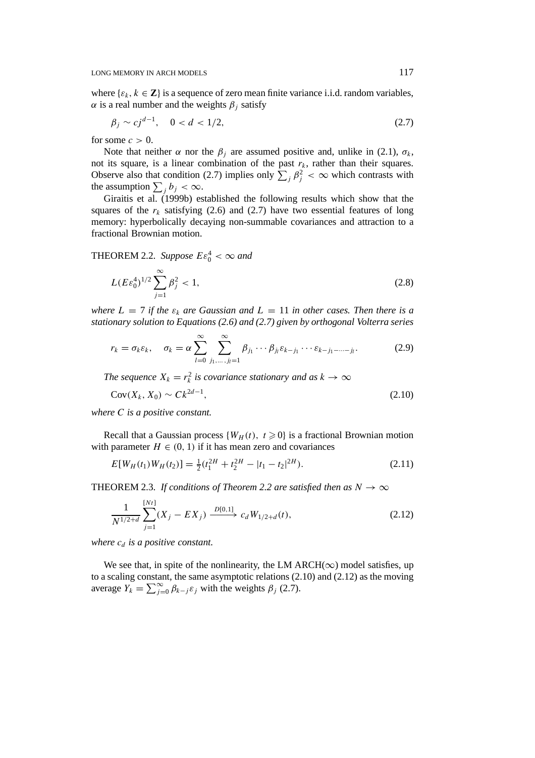where $\{\varepsilon_k, k \in \mathbf{Z}\}$ is a sequence of zero mean finite variance i.i.d. random variables, $\alpha$ is a real number and the weights $\beta_j$ satisfy

$$\beta_j \sim c j^{d-1}, \quad 0 < d < 1/2, \tag{2.7}$$

for some $c > 0$.

Note that neither $\alpha$ nor the $\beta_j$ are assumed positive and, unlike in (2.1), $\sigma_k$, not its square, is a linear combination of the past $r_k$, rather than their squares. Observe also that condition (2.7) implies only $\sum_j \beta_j^2 < \infty$ which contrasts with the assumption $\sum_j b_j < \infty$.

Giraitis et al. (1999b) established the following results which show that the squares of the $r_k$ satisfying (2.6) and (2.7) have two essential features of long memory: hyperbolically decaying non-summable covariances and attraction to a fractional Brownian motion.

THEOREM 2.2. *Suppose $E\varepsilon_0^4 < \infty$ and*

$$L(E\varepsilon_0^4)^{1/2} \sum_{j=1}^{\infty} \beta_j^2 < 1, \tag{2.8}$$

*where $L = 7$ if the $\varepsilon_k$ are Gaussian and $L = 11$ in other cases. Then there is a stationary solution to Equations (2.6) and (2.7) given by orthogonal Volterra series*

$$r_k = \sigma_k \varepsilon_k, \quad \sigma_k = \alpha \sum_{l=0}^{\infty} \sum_{j_1,\ldots,j_l=1}^{\infty} \beta_{j_1} \cdots \beta_{j_l} \varepsilon_{k-j_1} \cdots \varepsilon_{k-j_1-\cdots-j_l}. \tag{2.9}$$

*The sequence $X_k = r_k^2$ is covariance stationary and as $k \to \infty$*

$$\mathrm{Cov}(X_k, X_0) \sim C k^{2d-1}, \tag{2.10}$$

*where $C$ is a positive constant.*

Recall that a Gaussian process $\{W_H(t),\ t \geqslant 0\}$ is a fractional Brownian motion with parameter $H \in (0, 1)$ if it has mean zero and covariances

$$E[W_H(t_1) W_H(t_2)] = \tfrac{1}{2}(t_1^{2H} + t_2^{2H} - |t_1 - t_2|^{2H}). \tag{2.11}$$

THEOREM 2.3. *If conditions of Theorem 2.2 are satisfied then as $N \to \infty$*

$$\frac{1}{N^{1/2+d}} \sum_{j=1}^{[Nt]} (X_j - EX_j) \xrightarrow{D[0,1]} c_d W_{1/2+d}(t), \tag{2.12}$$

*where $c_d$ is a positive constant.*

We see that, in spite of the nonlinearity, the LM ARCH($\infty$) model satisfies, up to a scaling constant, the same asymptotic relations (2.10) and (2.12) as the moving average $Y_k = \sum_{j=0}^{\infty} \beta_{k-j} \varepsilon_j$ with the weights $\beta_j$ (2.7).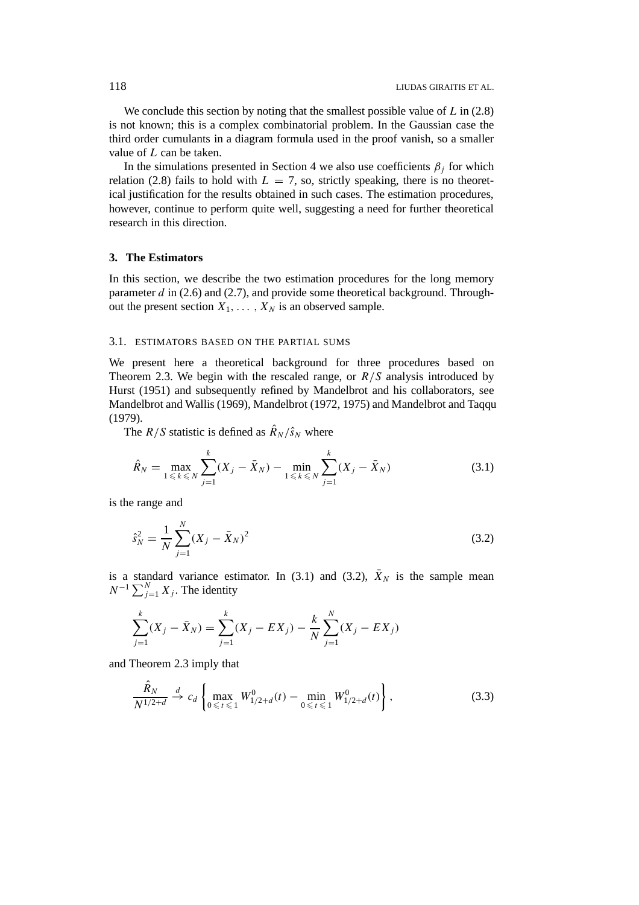We conclude this section by noting that the smallest possible value of $L$ in (2.8) is not known; this is a complex combinatorial problem. In the Gaussian case the third order cumulants in a diagram formula used in the proof vanish, so a smaller value of $L$ can be taken.

In the simulations presented in Section 4 we also use coefficients $\beta_j$ for which relation (2.8) fails to hold with $L = 7$, so, strictly speaking, there is no theoretical justification for the results obtained in such cases. The estimation procedures, however, continue to perform quite well, suggesting a need for further theoretical research in this direction.

## 3. The Estimators

In this section, we describe the two estimation procedures for the long memory parameter $d$ in (2.6) and (2.7), and provide some theoretical background. Throughout the present section $X_1, \ldots, X_N$ is an observed sample.

### 3.1. Estimators based on the partial sums

We present here a theoretical background for three procedures based on Theorem 2.3. We begin with the rescaled range, or $R/S$ analysis introduced by Hurst (1951) and subsequently refined by Mandelbrot and his collaborators, see Mandelbrot and Wallis (1969), Mandelbrot (1972, 1975) and Mandelbrot and Taqqu (1979).

The $R/S$ statistic is defined as $\hat{R}_N/\hat{s}_N$ where

$$\hat{R}_N = \max_{1 \leqslant k \leqslant N} \sum_{j=1}^{k} (X_j - \bar{X}_N) - \min_{1 \leqslant k \leqslant N} \sum_{j=1}^{k} (X_j - \bar{X}_N) \tag{3.1}$$

is the range and

$$\hat{s}_N^2 = \frac{1}{N} \sum_{j=1}^{N} (X_j - \bar{X}_N)^2 \tag{3.2}$$

is a standard variance estimator. In (3.1) and (3.2), $\bar{X}_N$ is the sample mean $N^{-1} \sum_{j=1}^{N} X_j$. The identity

$$\sum_{j=1}^{k} (X_j - \bar{X}_N) = \sum_{j=1}^{k} (X_j - EX_j) - \frac{k}{N} \sum_{j=1}^{N} (X_j - EX_j)$$

and Theorem 2.3 imply that

$$\frac{\hat{R}_N}{N^{1/2+d}} \xrightarrow{d} c_d \left\{ \max_{0 \leqslant t \leqslant 1} W^0_{1/2+d}(t) - \min_{0 \leqslant t \leqslant 1} W^0_{1/2+d}(t) \right\}, \tag{3.3}$$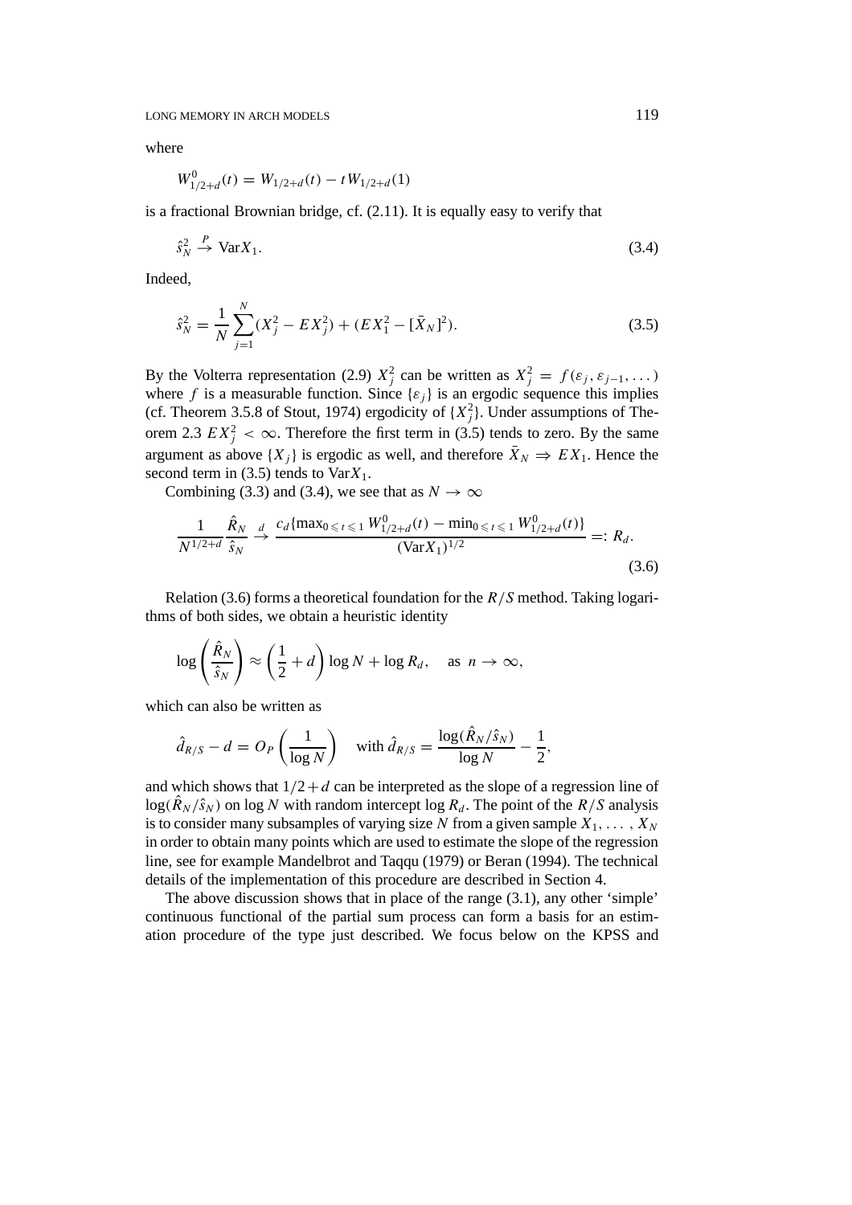where

$$W^0_{1/2+d}(t) = W_{1/2+d}(t) - tW_{1/2+d}(1)$$

is a fractional Brownian bridge, cf. (2.11). It is equally easy to verify that

$$\hat{s}^2_N \xrightarrow{P} \mathrm{Var} X_1. \tag{3.4}$$

Indeed,

$$\hat{s}^2_N = \frac{1}{N}\sum_{j=1}^{N}(X_j^2 - EX_j^2) + (EX_1^2 - [\bar{X}_N]^2). \tag{3.5}$$

By the Volterra representation (2.9) $X_j^2$ can be written as $X_j^2 = f(\varepsilon_j, \varepsilon_{j-1}, \ldots)$ where $f$ is a measurable function. Since $\{\varepsilon_j\}$ is an ergodic sequence this implies (cf. Theorem 3.5.8 of Stout, 1974) ergodicity of $\{X_j^2\}$. Under assumptions of Theorem 2.3 $EX_j^2 < \infty$. Therefore the first term in (3.5) tends to zero. By the same argument as above $\{X_j\}$ is ergodic as well, and therefore $\bar{X}_N \Rightarrow EX_1$. Hence the second term in (3.5) tends to $\mathrm{Var} X_1$.

Combining (3.3) and (3.4), we see that as $N \to \infty$

$$\frac{1}{N^{1/2+d}}\frac{\hat{R}_N}{\hat{s}_N} \xrightarrow{d} \frac{c_d\{\max_{0\leqslant t\leqslant 1} W^0_{1/2+d}(t) - \min_{0\leqslant t\leqslant 1} W^0_{1/2+d}(t)\}}{(\mathrm{Var} X_1)^{1/2}} =: R_d. \tag{3.6}$$

Relation (3.6) forms a theoretical foundation for the $R/S$ method. Taking logarithms of both sides, we obtain a heuristic identity

$$\log\left(\frac{\hat{R}_N}{\hat{s}_N}\right) \approx \left(\frac{1}{2} + d\right)\log N + \log R_d, \quad \text{as } n \to \infty,$$

which can also be written as

$$\hat{d}_{R/S} - d = O_P\left(\frac{1}{\log N}\right) \quad \text{with } \hat{d}_{R/S} = \frac{\log(\hat{R}_N/\hat{s}_N)}{\log N} - \frac{1}{2},$$

and which shows that $1/2 + d$ can be interpreted as the slope of a regression line of $\log(\hat{R}_N/\hat{s}_N)$ on $\log N$ with random intercept $\log R_d$. The point of the $R/S$ analysis is to consider many subsamples of varying size $N$ from a given sample $X_1, \ldots, X_N$ in order to obtain many points which are used to estimate the slope of the regression line, see for example Mandelbrot and Taqqu (1979) or Beran (1994). The technical details of the implementation of this procedure are described in Section 4.

The above discussion shows that in place of the range (3.1), any other 'simple' continuous functional of the partial sum process can form a basis for an estimation procedure of the type just described. We focus below on the KPSS and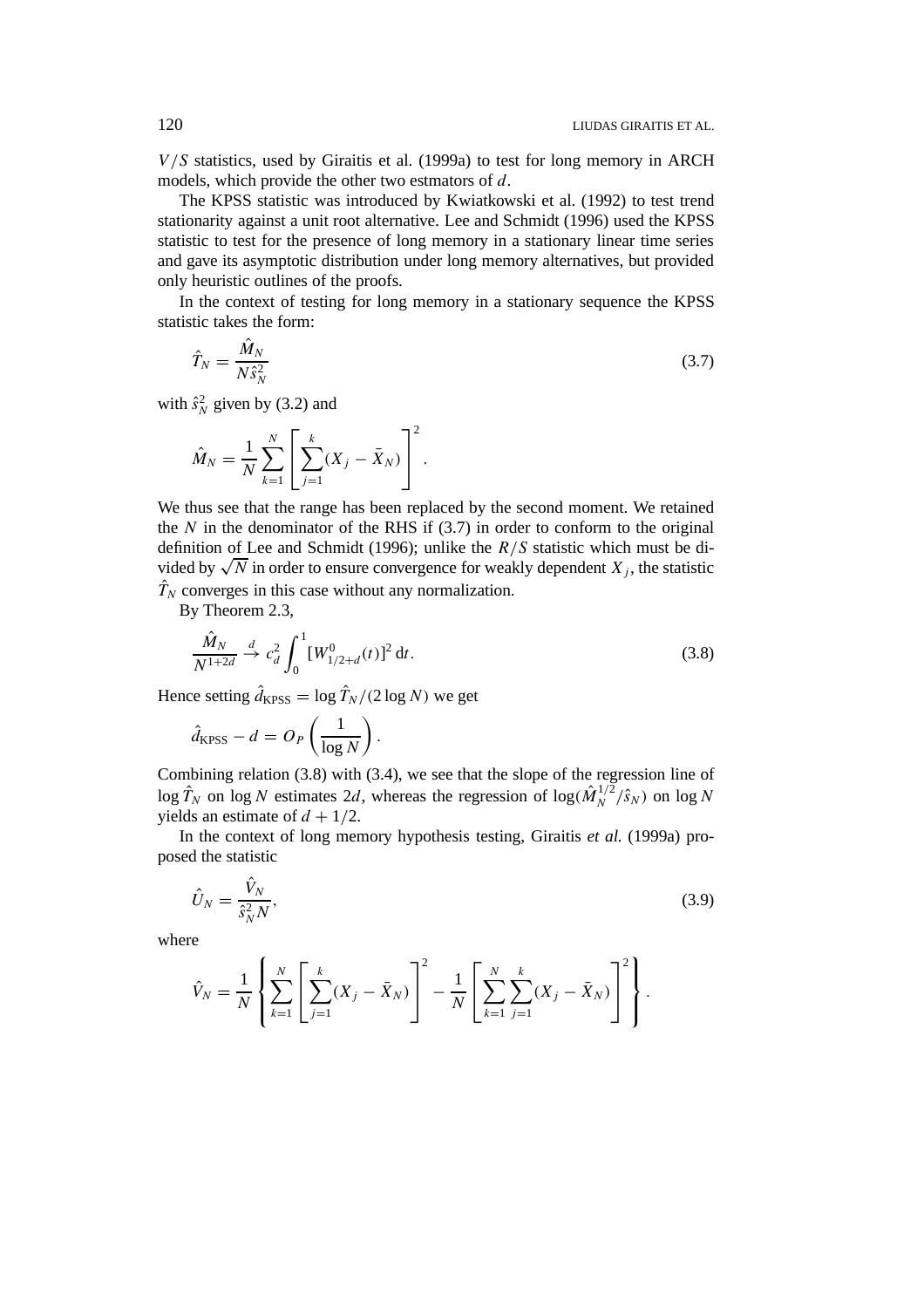$V/S$ statistics, used by Giraitis et al. (1999a) to test for long memory in ARCH models, which provide the other two estmators of $d$.

The KPSS statistic was introduced by Kwiatkowski et al. (1992) to test trend stationarity against a unit root alternative. Lee and Schmidt (1996) used the KPSS statistic to test for the presence of long memory in a stationary linear time series and gave its asymptotic distribution under long memory alternatives, but provided only heuristic outlines of the proofs.

In the context of testing for long memory in a stationary sequence the KPSS statistic takes the form:

$$\hat{T}_N = \frac{\hat{M}_N}{N\hat{s}_N^2} \tag{3.7}$$

with $\hat{s}_N^2$ given by (3.2) and

$$\hat{M}_N = \frac{1}{N}\sum_{k=1}^{N}\left[\sum_{j=1}^{k}(X_j - \bar{X}_N)\right]^2.$$

We thus see that the range has been replaced by the second moment. We retained the $N$ in the denominator of the RHS if (3.7) in order to conform to the original definition of Lee and Schmidt (1996); unlike the $R/S$ statistic which must be divided by $\sqrt{N}$ in order to ensure convergence for weakly dependent $X_j$, the statistic $\hat{T}_N$ converges in this case without any normalization.

By Theorem 2.3,

$$\frac{\hat{M}_N}{N^{1+2d}} \xrightarrow{d} c_d^2 \int_0^1 [W^0_{1/2+d}(t)]^2 \, \mathrm{d}t. \tag{3.8}$$

Hence setting $\hat{d}_{\mathrm{KPSS}} = \log \hat{T}_N/(2\log N)$ we get

$$\hat{d}_{\mathrm{KPSS}} - d = O_P\left(\frac{1}{\log N}\right).$$

Combining relation (3.8) with (3.4), we see that the slope of the regression line of $\log \hat{T}_N$ on $\log N$ estimates $2d$, whereas the regression of $\log(\hat{M}_N^{1/2}/\hat{s}_N)$ on $\log N$ yields an estimate of $d + 1/2$.

In the context of long memory hypothesis testing, Giraitis *et al.* (1999a) proposed the statistic

$$\hat{U}_N = \frac{\hat{V}_N}{\hat{s}_N^2 N}, \tag{3.9}$$

where

$$\hat{V}_N = \frac{1}{N}\left\{\sum_{k=1}^{N}\left[\sum_{j=1}^{k}(X_j - \bar{X}_N)\right]^2 - \frac{1}{N}\left[\sum_{k=1}^{N}\sum_{j=1}^{k}(X_j - \bar{X}_N)\right]^2\right\}.$$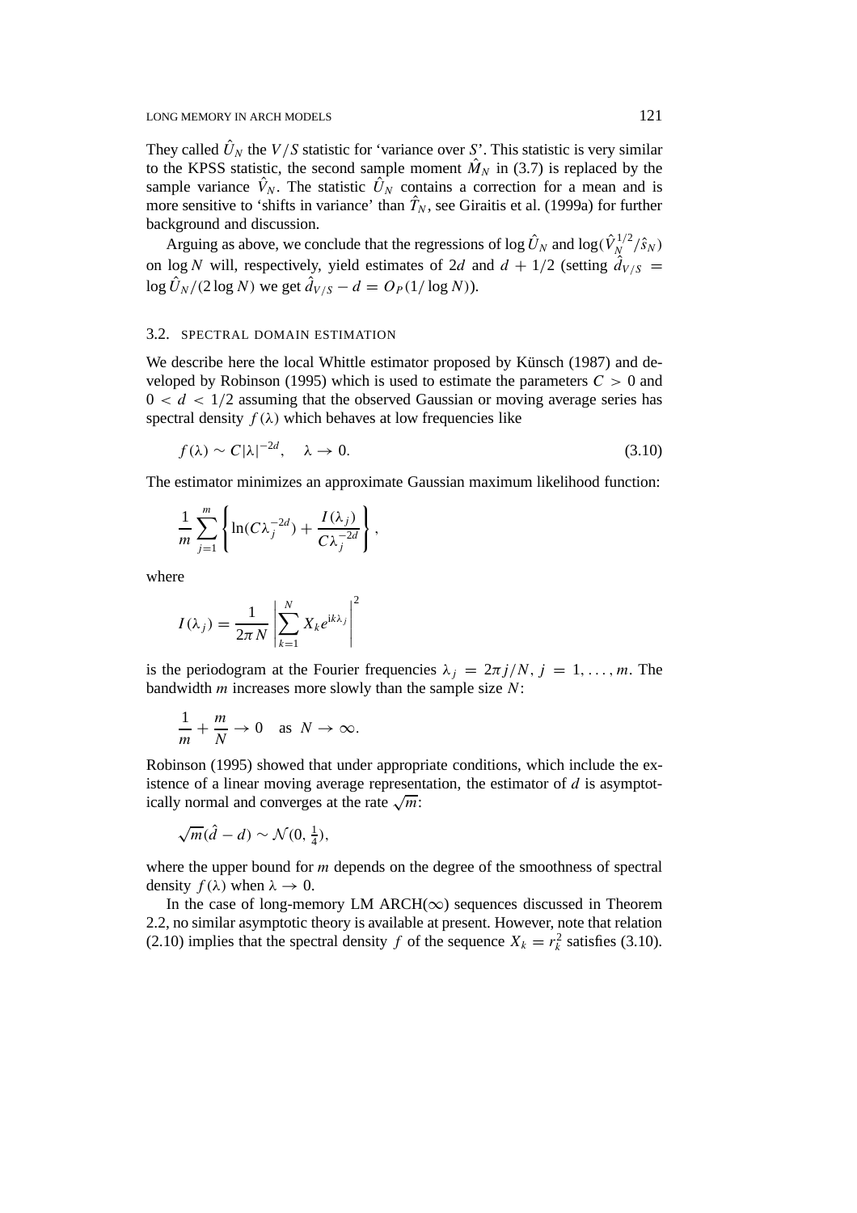They called $\hat{U}_N$ the $V/S$ statistic for 'variance over $S$'. This statistic is very similar to the KPSS statistic, the second sample moment $\hat{M}_N$ in (3.7) is replaced by the sample variance $\hat{V}_N$. The statistic $\hat{U}_N$ contains a correction for a mean and is more sensitive to 'shifts in variance' than $\hat{T}_N$, see Giraitis et al. (1999a) for further background and discussion.

Arguing as above, we conclude that the regressions of $\log \hat{U}_N$ and $\log(\hat{V}_N^{1/2}/\hat{s}_N)$ on $\log N$ will, respectively, yield estimates of $2d$ and $d + 1/2$ (setting $\hat{d}_{V/S} = \log \hat{U}_N/(2\log N)$ we get $\hat{d}_{V/S} - d = O_P(1/\log N)$).

### 3.2. Spectral Domain Estimation

We describe here the local Whittle estimator proposed by Künsch (1987) and developed by Robinson (1995) which is used to estimate the parameters $C > 0$ and $0 < d < 1/2$ assuming that the observed Gaussian or moving average series has spectral density $f(\lambda)$ which behaves at low frequencies like

$$f(\lambda) \sim C|\lambda|^{-2d}, \quad \lambda \to 0. \tag{3.10}$$

The estimator minimizes an approximate Gaussian maximum likelihood function:

$$\frac{1}{m}\sum_{j=1}^{m}\left\{\ln(C\lambda_j^{-2d}) + \frac{I(\lambda_j)}{C\lambda_j^{-2d}}\right\},$$

where

$$I(\lambda_j) = \frac{1}{2\pi N}\left|\sum_{k=1}^{N} X_k e^{ik\lambda_j}\right|^2$$

is the periodogram at the Fourier frequencies $\lambda_j = 2\pi j/N$, $j = 1, \ldots, m$. The bandwidth $m$ increases more slowly than the sample size $N$:

$$\frac{1}{m} + \frac{m}{N} \to 0 \quad \text{as } N \to \infty.$$

Robinson (1995) showed that under appropriate conditions, which include the existence of a linear moving average representation, the estimator of $d$ is asymptotically normal and converges at the rate $\sqrt{m}$:

$$\sqrt{m}(\hat{d} - d) \sim \mathcal{N}(0, \tfrac{1}{4}),$$

where the upper bound for $m$ depends on the degree of the smoothness of spectral density $f(\lambda)$ when $\lambda \to 0$.

In the case of long-memory LM ARCH($\infty$) sequences discussed in Theorem 2.2, no similar asymptotic theory is available at present. However, note that relation (2.10) implies that the spectral density $f$ of the sequence $X_k = r_k^2$ satisfies (3.10).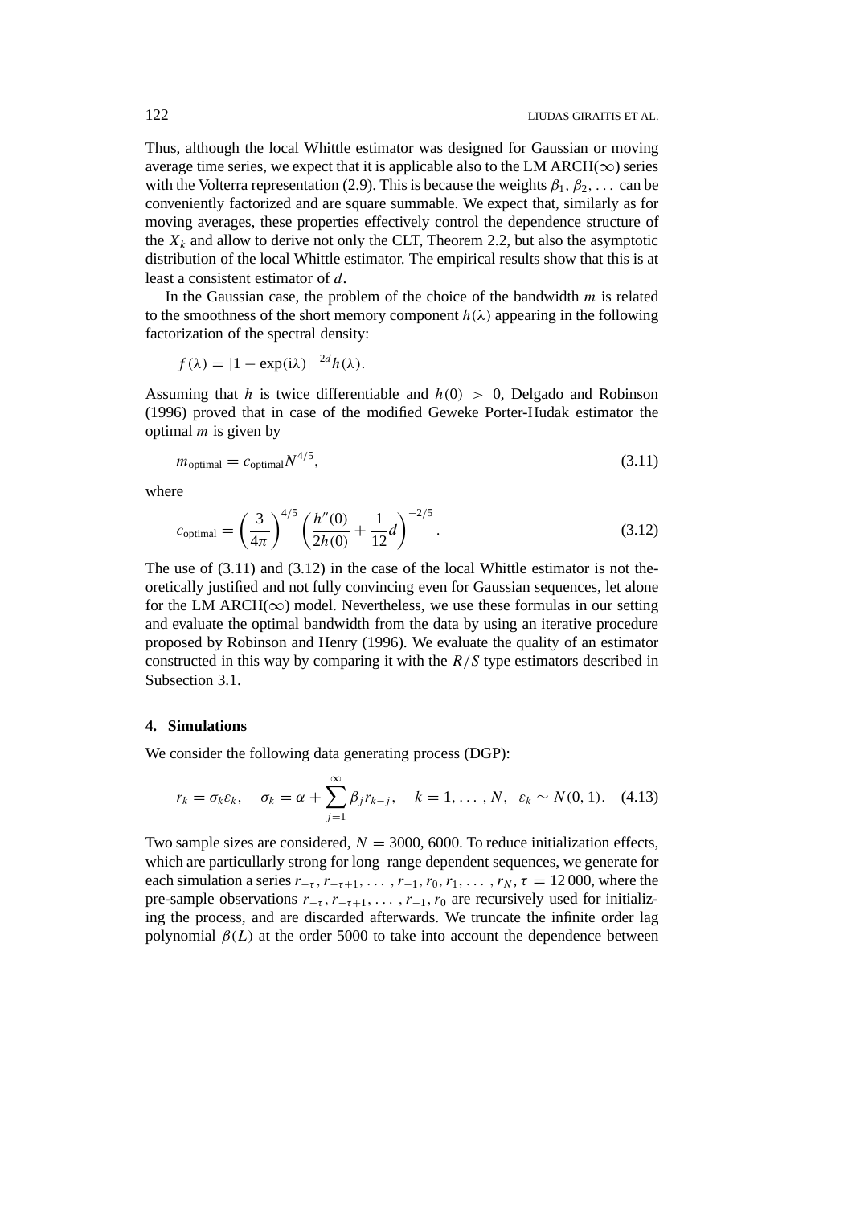Thus, although the local Whittle estimator was designed for Gaussian or moving average time series, we expect that it is applicable also to the LM ARCH($\infty$) series with the Volterra representation (2.9). This is because the weights $\beta_1, \beta_2, \ldots$ can be conveniently factorized and are square summable. We expect that, similarly as for moving averages, these properties effectively control the dependence structure of the $X_k$ and allow to derive not only the CLT, Theorem 2.2, but also the asymptotic distribution of the local Whittle estimator. The empirical results show that this is at least a consistent estimator of $d$.

In the Gaussian case, the problem of the choice of the bandwidth $m$ is related to the smoothness of the short memory component $h(\lambda)$ appearing in the following factorization of the spectral density:

$$f(\lambda) = |1 - \exp(\mathrm{i}\lambda)|^{-2d} h(\lambda).$$

Assuming that $h$ is twice differentiable and $h(0) > 0$, Delgado and Robinson (1996) proved that in case of the modified Geweke Porter-Hudak estimator the optimal $m$ is given by

$$m_{\text{optimal}} = c_{\text{optimal}} N^{4/5}, \tag{3.11}$$

where

$$c_{\text{optimal}} = \left(\frac{3}{4\pi}\right)^{4/5} \left(\frac{h''(0)}{2h(0)} + \frac{1}{12}d\right)^{-2/5}. \tag{3.12}$$

The use of (3.11) and (3.12) in the case of the local Whittle estimator is not theoretically justified and not fully convincing even for Gaussian sequences, let alone for the LM ARCH($\infty$) model. Nevertheless, we use these formulas in our setting and evaluate the optimal bandwidth from the data by using an iterative procedure proposed by Robinson and Henry (1996). We evaluate the quality of an estimator constructed in this way by comparing it with the $R/S$ type estimators described in Subsection 3.1.

## 4. Simulations

We consider the following data generating process (DGP):

$$r_k = \sigma_k \varepsilon_k, \quad \sigma_k = \alpha + \sum_{j=1}^{\infty} \beta_j r_{k-j}, \quad k = 1, \ldots, N, \;\; \varepsilon_k \sim N(0, 1). \tag{4.13}$$

Two sample sizes are considered, $N = 3000$, $6000$. To reduce initialization effects, which are particullarly strong for long–range dependent sequences, we generate for each simulation a series $r_{-\tau}, r_{-\tau+1}, \ldots, r_{-1}, r_0, r_1, \ldots, r_N$, $\tau = 12\,000$, where the pre-sample observations $r_{-\tau}, r_{-\tau+1}, \ldots, r_{-1}, r_0$ are recursively used for initializing the process, and are discarded afterwards. We truncate the infinite order lag polynomial $\beta(L)$ at the order 5000 to take into account the dependence between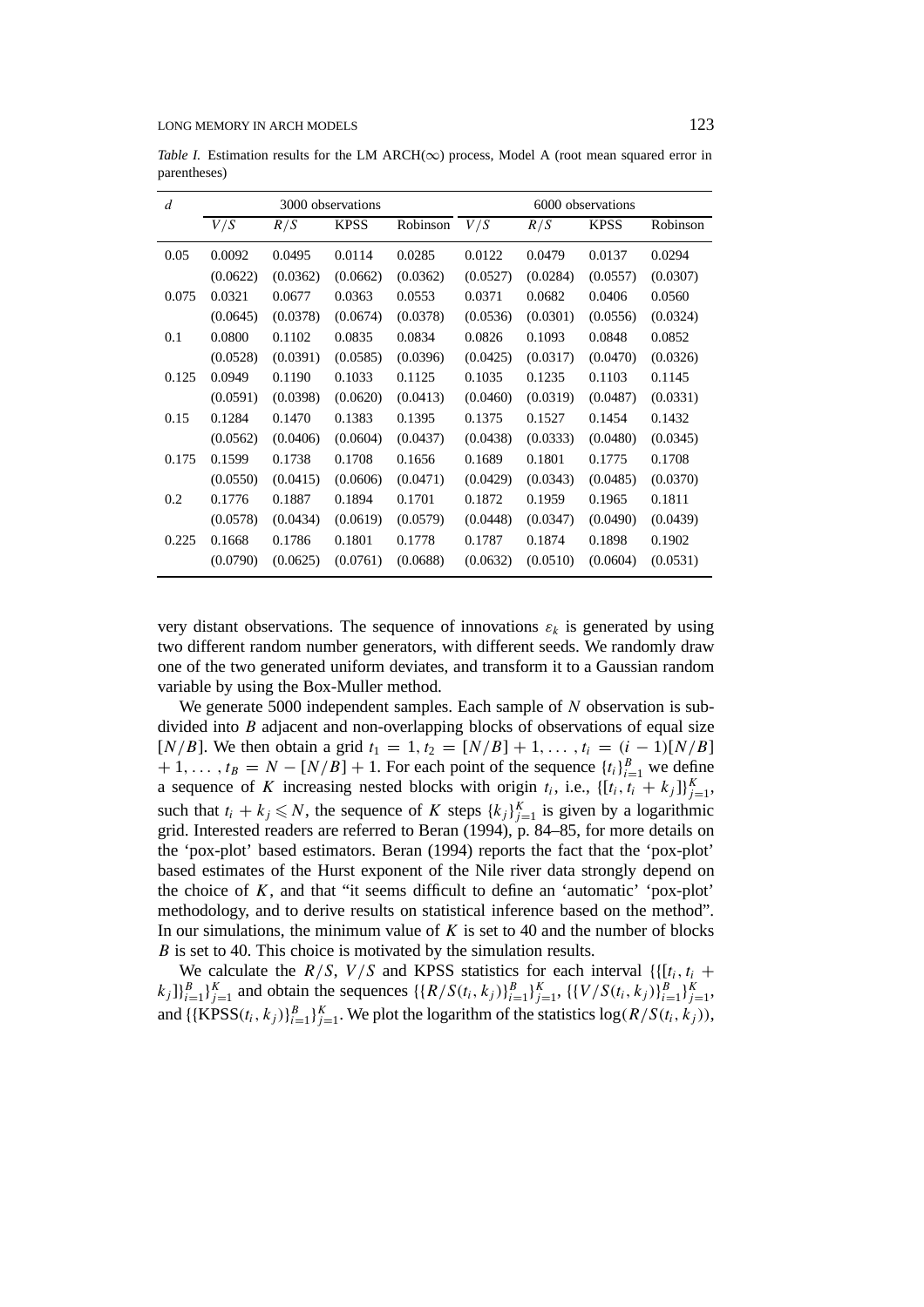*Table I.* Estimation results for the LM ARCH($\infty$) process, Model A (root mean squared error in parentheses)

| $d$ | 3000 observations | | | | 6000 observations | | | |
|---|---|---|---|---|---|---|---|---|
| | $V/S$ | $R/S$ | KPSS | Robinson | $V/S$ | $R/S$ | KPSS | Robinson |
| 0.05 | 0.0092 | 0.0495 | 0.0114 | 0.0285 | 0.0122 | 0.0479 | 0.0137 | 0.0294 |
| | (0.0622) | (0.0362) | (0.0662) | (0.0362) | (0.0527) | (0.0284) | (0.0557) | (0.0307) |
| 0.075 | 0.0321 | 0.0677 | 0.0363 | 0.0553 | 0.0371 | 0.0682 | 0.0406 | 0.0560 |
| | (0.0645) | (0.0378) | (0.0674) | (0.0378) | (0.0536) | (0.0301) | (0.0556) | (0.0324) |
| 0.1 | 0.0800 | 0.1102 | 0.0835 | 0.0834 | 0.0826 | 0.1093 | 0.0848 | 0.0852 |
| | (0.0528) | (0.0391) | (0.0585) | (0.0396) | (0.0425) | (0.0317) | (0.0470) | (0.0326) |
| 0.125 | 0.0949 | 0.1190 | 0.1033 | 0.1125 | 0.1035 | 0.1235 | 0.1103 | 0.1145 |
| | (0.0591) | (0.0398) | (0.0620) | (0.0413) | (0.0460) | (0.0319) | (0.0487) | (0.0331) |
| 0.15 | 0.1284 | 0.1470 | 0.1383 | 0.1395 | 0.1375 | 0.1527 | 0.1454 | 0.1432 |
| | (0.0562) | (0.0406) | (0.0604) | (0.0437) | (0.0438) | (0.0333) | (0.0480) | (0.0345) |
| 0.175 | 0.1599 | 0.1738 | 0.1708 | 0.1656 | 0.1689 | 0.1801 | 0.1775 | 0.1708 |
| | (0.0550) | (0.0415) | (0.0606) | (0.0471) | (0.0429) | (0.0343) | (0.0485) | (0.0370) |
| 0.2 | 0.1776 | 0.1887 | 0.1894 | 0.1701 | 0.1872 | 0.1959 | 0.1965 | 0.1811 |
| | (0.0578) | (0.0434) | (0.0619) | (0.0579) | (0.0448) | (0.0347) | (0.0490) | (0.0439) |
| 0.225 | 0.1668 | 0.1786 | 0.1801 | 0.1778 | 0.1787 | 0.1874 | 0.1898 | 0.1902 |
| | (0.0790) | (0.0625) | (0.0761) | (0.0688) | (0.0632) | (0.0510) | (0.0604) | (0.0531) |

very distant observations. The sequence of innovations $\varepsilon_k$ is generated by using two different random number generators, with different seeds. We randomly draw one of the two generated uniform deviates, and transform it to a Gaussian random variable by using the Box-Muller method.

We generate 5000 independent samples. Each sample of $N$ observation is subdivided into $B$ adjacent and non-overlapping blocks of observations of equal size $[N/B]$. We then obtain a grid $t_1 = 1, t_2 = [N/B] + 1, \ldots, t_i = (i-1)[N/B] + 1, \ldots, t_B = N - [N/B] + 1$. For each point of the sequence $\{t_i\}_{i=1}^{B}$ we define a sequence of $K$ increasing nested blocks with origin $t_i$, i.e., $\{[t_i, t_i + k_j]\}_{j=1}^{K}$, such that $t_i + k_j \leqslant N$, the sequence of $K$ steps $\{k_j\}_{j=1}^{K}$ is given by a logarithmic grid. Interested readers are referred to Beran (1994), p. 84–85, for more details on the 'pox-plot' based estimators. Beran (1994) reports the fact that the 'pox-plot' based estimates of the Hurst exponent of the Nile river data strongly depend on the choice of $K$, and that "it seems difficult to define an 'automatic' 'pox-plot' methodology, and to derive results on statistical inference based on the method". In our simulations, the minimum value of $K$ is set to 40 and the number of blocks $B$ is set to 40. This choice is motivated by the simulation results.

We calculate the $R/S$, $V/S$ and KPSS statistics for each interval $\{\{[t_i, t_i + k_j]\}_{i=1}^{B}\}_{j=1}^{K}$ and obtain the sequences $\{\{R/S(t_i, k_j)\}_{i=1}^{B}\}_{j=1}^{K}$, $\{\{V/S(t_i, k_j)\}_{i=1}^{B}\}_{j=1}^{K}$, and $\{\{\text{KPSS}(t_i, k_j)\}_{i=1}^{B}\}_{j=1}^{K}$. We plot the logarithm of the statistics $\log(R/S(t_i, k_j))$,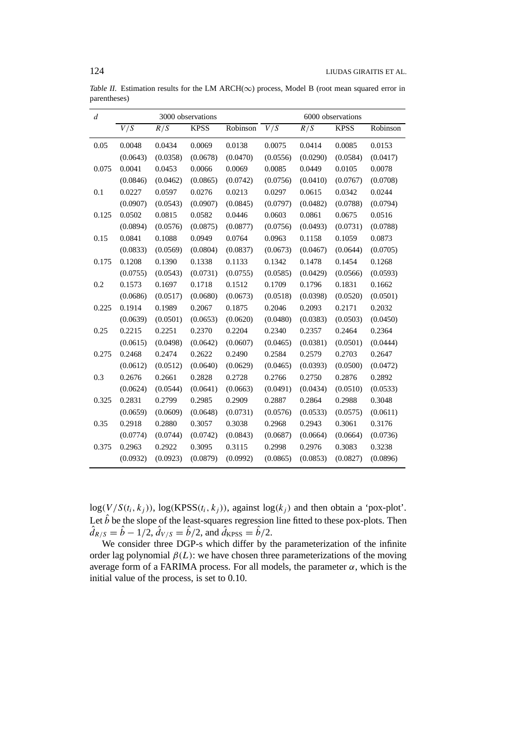*Table II.* Estimation results for the LM ARCH($\infty$) process, Model B (root mean squared error in parentheses)

| $d$ | 3000 observations | | | | 6000 observations | | | |
|---|---|---|---|---|---|---|---|---|
| | $V/S$ | $R/S$ | KPSS | Robinson | $V/S$ | $R/S$ | KPSS | Robinson |
| 0.05 | 0.0048 | 0.0434 | 0.0069 | 0.0138 | 0.0075 | 0.0414 | 0.0085 | 0.0153 |
| | (0.0643) | (0.0358) | (0.0678) | (0.0470) | (0.0556) | (0.0290) | (0.0584) | (0.0417) |
| 0.075 | 0.0041 | 0.0453 | 0.0066 | 0.0069 | 0.0085 | 0.0449 | 0.0105 | 0.0078 |
| | (0.0846) | (0.0462) | (0.0865) | (0.0742) | (0.0756) | (0.0410) | (0.0767) | (0.0708) |
| 0.1 | 0.0227 | 0.0597 | 0.0276 | 0.0213 | 0.0297 | 0.0615 | 0.0342 | 0.0244 |
| | (0.0907) | (0.0543) | (0.0907) | (0.0845) | (0.0797) | (0.0482) | (0.0788) | (0.0794) |
| 0.125 | 0.0502 | 0.0815 | 0.0582 | 0.0446 | 0.0603 | 0.0861 | 0.0675 | 0.0516 |
| | (0.0894) | (0.0576) | (0.0875) | (0.0877) | (0.0756) | (0.0493) | (0.0731) | (0.0788) |
| 0.15 | 0.0841 | 0.1088 | 0.0949 | 0.0764 | 0.0963 | 0.1158 | 0.1059 | 0.0873 |
| | (0.0833) | (0.0569) | (0.0804) | (0.0837) | (0.0673) | (0.0467) | (0.0644) | (0.0705) |
| 0.175 | 0.1208 | 0.1390 | 0.1338 | 0.1133 | 0.1342 | 0.1478 | 0.1454 | 0.1268 |
| | (0.0755) | (0.0543) | (0.0731) | (0.0755) | (0.0585) | (0.0429) | (0.0566) | (0.0593) |
| 0.2 | 0.1573 | 0.1697 | 0.1718 | 0.1512 | 0.1709 | 0.1796 | 0.1831 | 0.1662 |
| | (0.0686) | (0.0517) | (0.0680) | (0.0673) | (0.0518) | (0.0398) | (0.0520) | (0.0501) |
| 0.225 | 0.1914 | 0.1989 | 0.2067 | 0.1875 | 0.2046 | 0.2093 | 0.2171 | 0.2032 |
| | (0.0639) | (0.0501) | (0.0653) | (0.0620) | (0.0480) | (0.0383) | (0.0503) | (0.0450) |
| 0.25 | 0.2215 | 0.2251 | 0.2370 | 0.2204 | 0.2340 | 0.2357 | 0.2464 | 0.2364 |
| | (0.0615) | (0.0498) | (0.0642) | (0.0607) | (0.0465) | (0.0381) | (0.0501) | (0.0444) |
| 0.275 | 0.2468 | 0.2474 | 0.2622 | 0.2490 | 0.2584 | 0.2579 | 0.2703 | 0.2647 |
| | (0.0612) | (0.0512) | (0.0640) | (0.0629) | (0.0465) | (0.0393) | (0.0500) | (0.0472) |
| 0.3 | 0.2676 | 0.2661 | 0.2828 | 0.2728 | 0.2766 | 0.2750 | 0.2876 | 0.2892 |
| | (0.0624) | (0.0544) | (0.0641) | (0.0663) | (0.0491) | (0.0434) | (0.0510) | (0.0533) |
| 0.325 | 0.2831 | 0.2799 | 0.2985 | 0.2909 | 0.2887 | 0.2864 | 0.2988 | 0.3048 |
| | (0.0659) | (0.0609) | (0.0648) | (0.0731) | (0.0576) | (0.0533) | (0.0575) | (0.0611) |
| 0.35 | 0.2918 | 0.2880 | 0.3057 | 0.3038 | 0.2968 | 0.2943 | 0.3061 | 0.3176 |
| | (0.0774) | (0.0744) | (0.0742) | (0.0843) | (0.0687) | (0.0664) | (0.0664) | (0.0736) |
| 0.375 | 0.2963 | 0.2922 | 0.3095 | 0.3115 | 0.2998 | 0.2976 | 0.3083 | 0.3238 |
| | (0.0932) | (0.0923) | (0.0879) | (0.0992) | (0.0865) | (0.0853) | (0.0827) | (0.0896) |

$\log(V/S(t_i, k_j))$, $\log(\mathrm{KPSS}(t_i, k_j))$, against $\log(k_j)$ and then obtain a 'pox-plot'. Let $\hat{b}$ be the slope of the least-squares regression line fitted to these pox-plots. Then $\hat{d}_{R/S} = \hat{b} - 1/2$, $\hat{d}_{V/S} = \hat{b}/2$, and $\hat{d}_{\mathrm{KPSS}} = \hat{b}/2$.

We consider three DGP-s which differ by the parameterization of the infinite order lag polynomial $\beta(L)$: we have chosen three parameterizations of the moving average form of a FARIMA process. For all models, the parameter $\alpha$, which is the initial value of the process, is set to 0.10.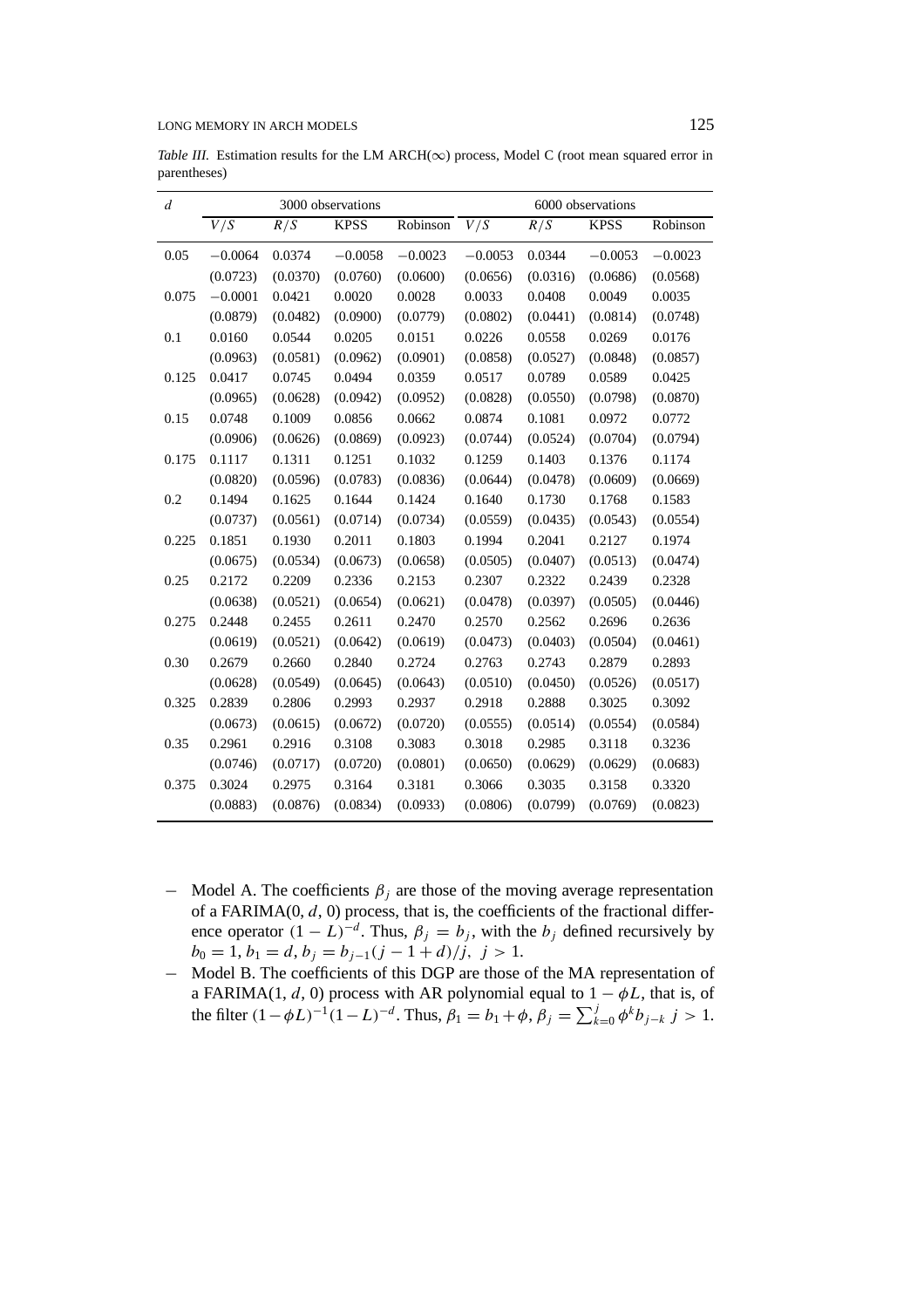*Table III.* Estimation results for the LM ARCH($\infty$) process, Model C (root mean squared error in parentheses)

| $d$ | 3000 observations | | | | 6000 observations | | | |
|---|---|---|---|---|---|---|---|---|
| | $V/S$ | $R/S$ | KPSS | Robinson | $V/S$ | $R/S$ | KPSS | Robinson |
| 0.05 | −0.0064 | 0.0374 | −0.0058 | −0.0023 | −0.0053 | 0.0344 | −0.0053 | −0.0023 |
| | (0.0723) | (0.0370) | (0.0760) | (0.0600) | (0.0656) | (0.0316) | (0.0686) | (0.0568) |
| 0.075 | −0.0001 | 0.0421 | 0.0020 | 0.0028 | 0.0033 | 0.0408 | 0.0049 | 0.0035 |
| | (0.0879) | (0.0482) | (0.0900) | (0.0779) | (0.0802) | (0.0441) | (0.0814) | (0.0748) |
| 0.1 | 0.0160 | 0.0544 | 0.0205 | 0.0151 | 0.0226 | 0.0558 | 0.0269 | 0.0176 |
| | (0.0963) | (0.0581) | (0.0962) | (0.0901) | (0.0858) | (0.0527) | (0.0848) | (0.0857) |
| 0.125 | 0.0417 | 0.0745 | 0.0494 | 0.0359 | 0.0517 | 0.0789 | 0.0589 | 0.0425 |
| | (0.0965) | (0.0628) | (0.0942) | (0.0952) | (0.0828) | (0.0550) | (0.0798) | (0.0870) |
| 0.15 | 0.0748 | 0.1009 | 0.0856 | 0.0662 | 0.0874 | 0.1081 | 0.0972 | 0.0772 |
| | (0.0906) | (0.0626) | (0.0869) | (0.0923) | (0.0744) | (0.0524) | (0.0704) | (0.0794) |
| 0.175 | 0.1117 | 0.1311 | 0.1251 | 0.1032 | 0.1259 | 0.1403 | 0.1376 | 0.1174 |
| | (0.0820) | (0.0596) | (0.0783) | (0.0836) | (0.0644) | (0.0478) | (0.0609) | (0.0669) |
| 0.2 | 0.1494 | 0.1625 | 0.1644 | 0.1424 | 0.1640 | 0.1730 | 0.1768 | 0.1583 |
| | (0.0737) | (0.0561) | (0.0714) | (0.0734) | (0.0559) | (0.0435) | (0.0543) | (0.0554) |
| 0.225 | 0.1851 | 0.1930 | 0.2011 | 0.1803 | 0.1994 | 0.2041 | 0.2127 | 0.1974 |
| | (0.0675) | (0.0534) | (0.0673) | (0.0658) | (0.0505) | (0.0407) | (0.0513) | (0.0474) |
| 0.25 | 0.2172 | 0.2209 | 0.2336 | 0.2153 | 0.2307 | 0.2322 | 0.2439 | 0.2328 |
| | (0.0638) | (0.0521) | (0.0654) | (0.0621) | (0.0478) | (0.0397) | (0.0505) | (0.0446) |
| 0.275 | 0.2448 | 0.2455 | 0.2611 | 0.2470 | 0.2570 | 0.2562 | 0.2696 | 0.2636 |
| | (0.0619) | (0.0521) | (0.0642) | (0.0619) | (0.0473) | (0.0403) | (0.0504) | (0.0461) |
| 0.30 | 0.2679 | 0.2660 | 0.2840 | 0.2724 | 0.2763 | 0.2743 | 0.2879 | 0.2893 |
| | (0.0628) | (0.0549) | (0.0645) | (0.0643) | (0.0510) | (0.0450) | (0.0526) | (0.0517) |
| 0.325 | 0.2839 | 0.2806 | 0.2993 | 0.2937 | 0.2918 | 0.2888 | 0.3025 | 0.3092 |
| | (0.0673) | (0.0615) | (0.0672) | (0.0720) | (0.0555) | (0.0514) | (0.0554) | (0.0584) |
| 0.35 | 0.2961 | 0.2916 | 0.3108 | 0.3083 | 0.3018 | 0.2985 | 0.3118 | 0.3236 |
| | (0.0746) | (0.0717) | (0.0720) | (0.0801) | (0.0650) | (0.0629) | (0.0629) | (0.0683) |
| 0.375 | 0.3024 | 0.2975 | 0.3164 | 0.3181 | 0.3066 | 0.3035 | 0.3158 | 0.3320 |
| | (0.0883) | (0.0876) | (0.0834) | (0.0933) | (0.0806) | (0.0799) | (0.0769) | (0.0823) |

- Model A. The coefficients $\beta_j$ are those of the moving average representation of a FARIMA(0, $d$, 0) process, that is, the coefficients of the fractional difference operator $(1-L)^{-d}$. Thus, $\beta_j = b_j$, with the $b_j$ defined recursively by $b_0 = 1$, $b_1 = d$, $b_j = b_{j-1}(j-1+d)/j$, $j > 1$.
- Model B. The coefficients of this DGP are those of the MA representation of a FARIMA(1, $d$, 0) process with AR polynomial equal to $1 - \phi L$, that is, of the filter $(1-\phi L)^{-1}(1-L)^{-d}$. Thus, $\beta_1 = b_1 + \phi$, $\beta_j = \sum_{k=0}^{j} \phi^k b_{j-k}$ $j > 1$.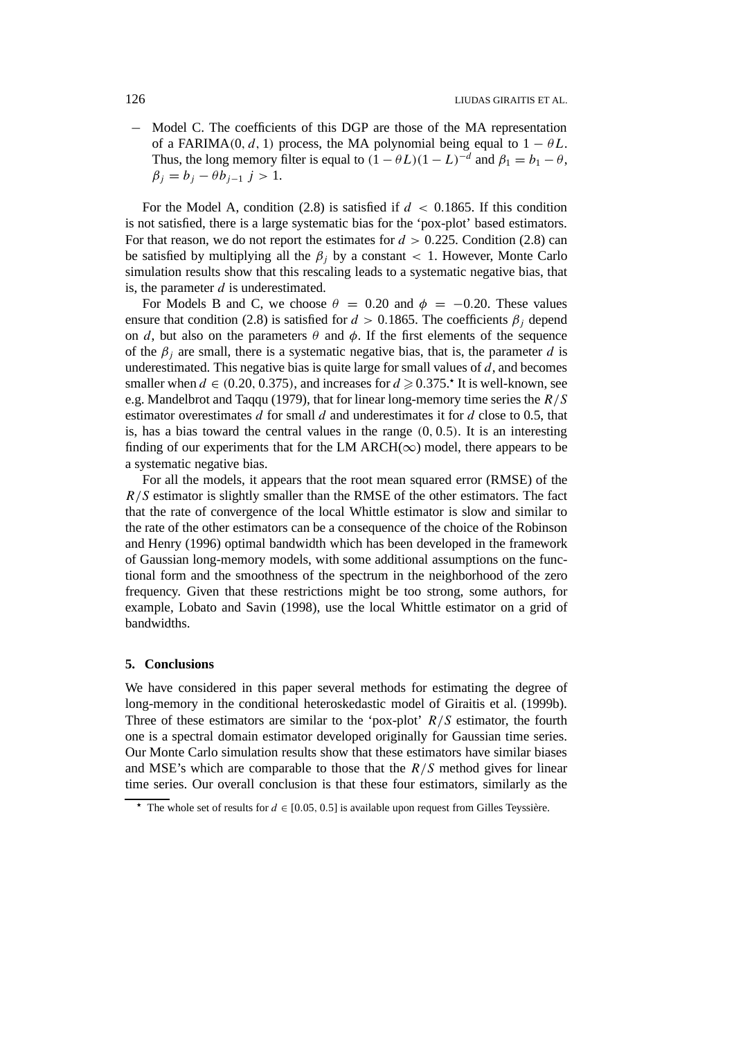– Model C. The coefficients of this DGP are those of the MA representation of a FARIMA$(0, d, 1)$ process, the MA polynomial being equal to $1 - \theta L$. Thus, the long memory filter is equal to $(1 - \theta L)(1 - L)^{-d}$ and $\beta_1 = b_1 - \theta$, $\beta_j = b_j - \theta b_{j-1}$ $j > 1$.

For the Model A, condition (2.8) is satisfied if $d < 0.1865$. If this condition is not satisfied, there is a large systematic bias for the 'pox-plot' based estimators. For that reason, we do not report the estimates for $d > 0.225$. Condition (2.8) can be satisfied by multiplying all the $\beta_j$ by a constant $< 1$. However, Monte Carlo simulation results show that this rescaling leads to a systematic negative bias, that is, the parameter $d$ is underestimated.

For Models B and C, we choose $\theta = 0.20$ and $\phi = -0.20$. These values ensure that condition (2.8) is satisfied for $d > 0.1865$. The coefficients $\beta_j$ depend on $d$, but also on the parameters $\theta$ and $\phi$. If the first elements of the sequence of the $\beta_j$ are small, there is a systematic negative bias, that is, the parameter $d$ is underestimated. This negative bias is quite large for small values of $d$, and becomes smaller when $d \in (0.20, 0.375)$, and increases for $d \geqslant 0.375$.* It is well-known, see e.g. Mandelbrot and Taqqu (1979), that for linear long-memory time series the $R/S$ estimator overestimates $d$ for small $d$ and underestimates it for $d$ close to 0.5, that is, has a bias toward the central values in the range $(0, 0.5)$. It is an interesting finding of our experiments that for the LM ARCH($\infty$) model, there appears to be a systematic negative bias.

For all the models, it appears that the root mean squared error (RMSE) of the $R/S$ estimator is slightly smaller than the RMSE of the other estimators. The fact that the rate of convergence of the local Whittle estimator is slow and similar to the rate of the other estimators can be a consequence of the choice of the Robinson and Henry (1996) optimal bandwidth which has been developed in the framework of Gaussian long-memory models, with some additional assumptions on the functional form and the smoothness of the spectrum in the neighborhood of the zero frequency. Given that these restrictions might be too strong, some authors, for example, Lobato and Savin (1998), use the local Whittle estimator on a grid of bandwidths.

## 5. Conclusions

We have considered in this paper several methods for estimating the degree of long-memory in the conditional heteroskedastic model of Giraitis et al. (1999b). Three of these estimators are similar to the 'pox-plot' $R/S$ estimator, the fourth one is a spectral domain estimator developed originally for Gaussian time series. Our Monte Carlo simulation results show that these estimators have similar biases and MSE's which are comparable to those that the $R/S$ method gives for linear time series. Our overall conclusion is that these four estimators, similarly as the

* The whole set of results for $d \in [0.05, 0.5]$ is available upon request from Gilles Teyssière.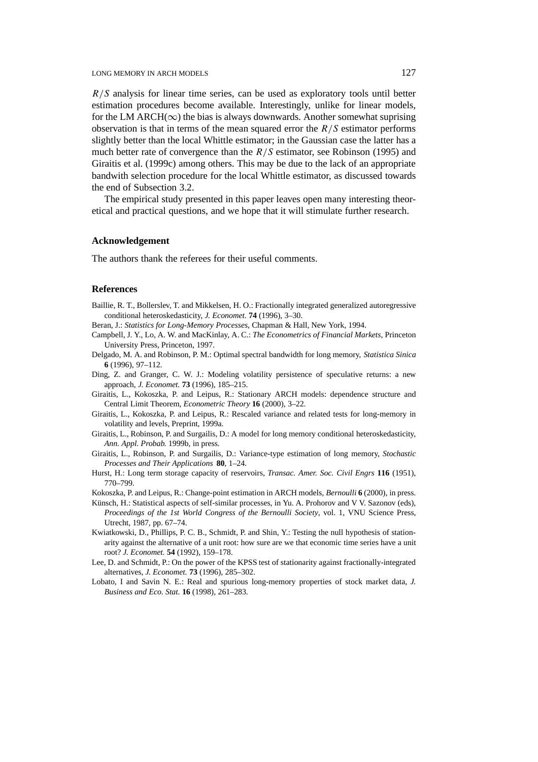$R/S$ analysis for linear time series, can be used as exploratory tools until better estimation procedures become available. Interestingly, unlike for linear models, for the LM ARCH($\infty$) the bias is always downwards. Another somewhat suprising observation is that in terms of the mean squared error the $R/S$ estimator performs slightly better than the local Whittle estimator; in the Gaussian case the latter has a much better rate of convergence than the $R/S$ estimator, see Robinson (1995) and Giraitis et al. (1999c) among others. This may be due to the lack of an appropriate bandwith selection procedure for the local Whittle estimator, as discussed towards the end of Subsection 3.2.

The empirical study presented in this paper leaves open many interesting theoretical and practical questions, and we hope that it will stimulate further research.

## Acknowledgement

The authors thank the referees for their useful comments.

## References

Baillie, R. T., Bollerslev, T. and Mikkelsen, H. O.: Fractionally integrated generalized autoregressive conditional heteroskedasticity, *J. Economet.* **74** (1996), 3–30.

Beran, J.: *Statistics for Long-Memory Processes*, Chapman & Hall, New York, 1994.

Campbell, J. Y., Lo, A. W. and MacKinlay, A. C.: *The Econometrics of Financial Markets*, Princeton University Press, Princeton, 1997.

Delgado, M. A. and Robinson, P. M.: Optimal spectral bandwidth for long memory, *Statistica Sinica* **6** (1996), 97–112.

Ding, Z. and Granger, C. W. J.: Modeling volatility persistence of speculative returns: a new approach, *J. Economet.* **73** (1996), 185–215.

Giraitis, L., Kokoszka, P. and Leipus, R.: Stationary ARCH models: dependence structure and Central Limit Theorem, *Econometric Theory* **16** (2000), 3–22.

Giraitis, L., Kokoszka, P. and Leipus, R.: Rescaled variance and related tests for long-memory in volatility and levels, Preprint, 1999a.

Giraitis, L., Robinson, P. and Surgailis, D.: A model for long memory conditional heteroskedasticity, *Ann. Appl. Probab.* 1999b, in press.

Giraitis, L., Robinson, P. and Surgailis, D.: Variance-type estimation of long memory, *Stochastic Processes and Their Applications* **80**, 1–24.

Hurst, H.: Long term storage capacity of reservoirs, *Transac. Amer. Soc. Civil Engrs* **116** (1951), 770–799.

Kokoszka, P. and Leipus, R.: Change-point estimation in ARCH models, *Bernoulli* **6** (2000), in press.

Künsch, H.: Statistical aspects of self-similar processes, in Yu. A. Prohorov and V V. Sazonov (eds), *Proceedings of the 1st World Congress of the Bernoulli Society*, vol. 1, VNU Science Press, Utrecht, 1987, pp. 67–74.

Kwiatkowski, D., Phillips, P. C. B., Schmidt, P. and Shin, Y.: Testing the null hypothesis of stationarity against the alternative of a unit root: how sure are we that economic time series have a unit root? *J. Economet.* **54** (1992), 159–178.

Lee, D. and Schmidt, P.: On the power of the KPSS test of stationarity against fractionally-integrated alternatives, *J. Economet.* **73** (1996), 285–302.

Lobato, I and Savin N. E.: Real and spurious long-memory properties of stock market data, *J. Business and Eco. Stat.* **16** (1998), 261–283.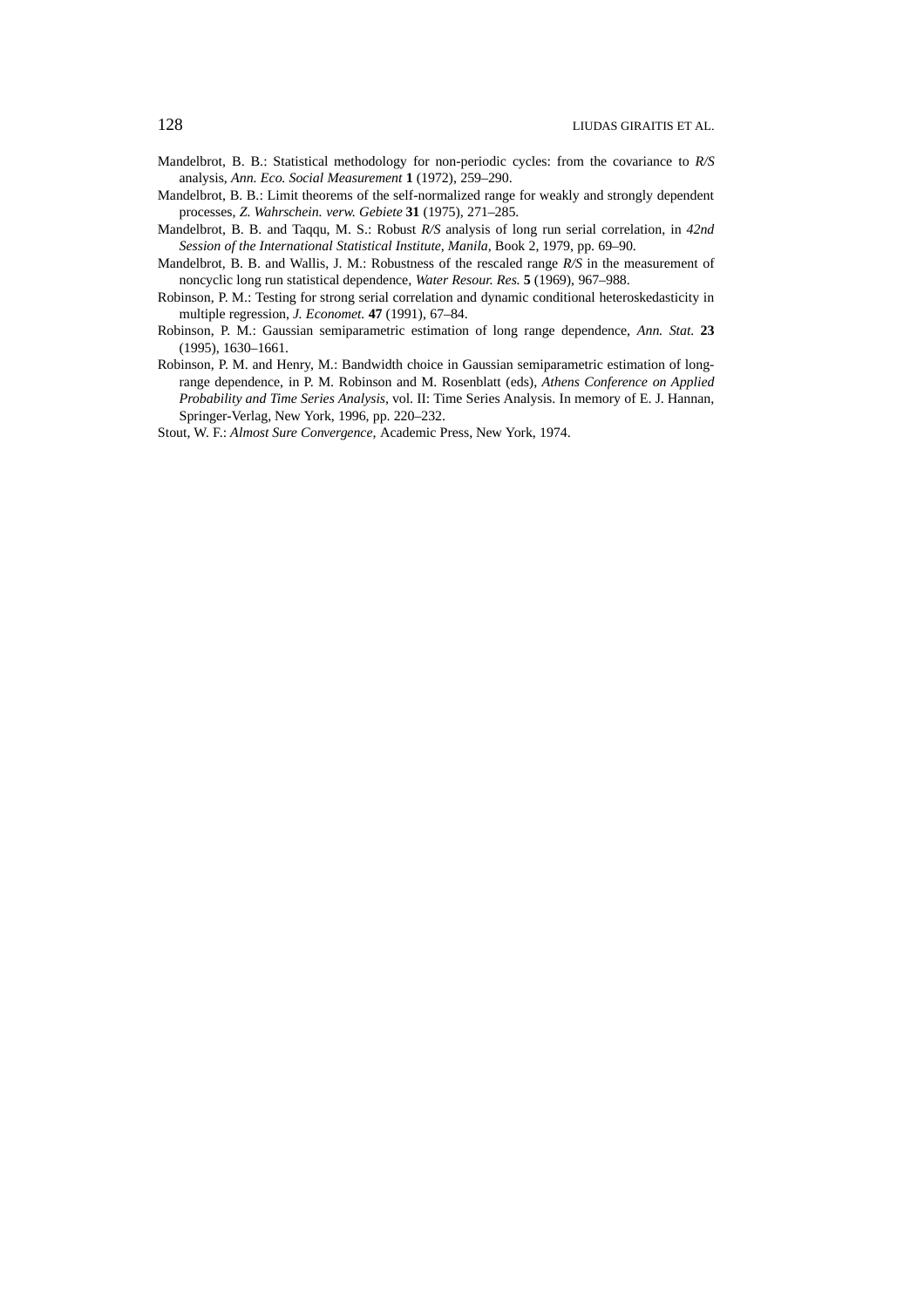Mandelbrot, B. B.: Statistical methodology for non-periodic cycles: from the covariance to *R/S* analysis, *Ann. Eco. Social Measurement* **1** (1972), 259–290.

Mandelbrot, B. B.: Limit theorems of the self-normalized range for weakly and strongly dependent processes, *Z. Wahrschein. verw. Gebiete* **31** (1975), 271–285.

Mandelbrot, B. B. and Taqqu, M. S.: Robust *R/S* analysis of long run serial correlation, in *42nd Session of the International Statistical Institute, Manila*, Book 2, 1979, pp. 69–90.

Mandelbrot, B. B. and Wallis, J. M.: Robustness of the rescaled range *R/S* in the measurement of noncyclic long run statistical dependence, *Water Resour. Res.* **5** (1969), 967–988.

Robinson, P. M.: Testing for strong serial correlation and dynamic conditional heteroskedasticity in multiple regression, *J. Economet.* **47** (1991), 67–84.

Robinson, P. M.: Gaussian semiparametric estimation of long range dependence, *Ann. Stat.* **23** (1995), 1630–1661.

Robinson, P. M. and Henry, M.: Bandwidth choice in Gaussian semiparametric estimation of long-range dependence, in P. M. Robinson and M. Rosenblatt (eds), *Athens Conference on Applied Probability and Time Series Analysis*, vol. II: Time Series Analysis. In memory of E. J. Hannan, Springer-Verlag, New York, 1996, pp. 220–232.

Stout, W. F.: *Almost Sure Convergence*, Academic Press, New York, 1974.